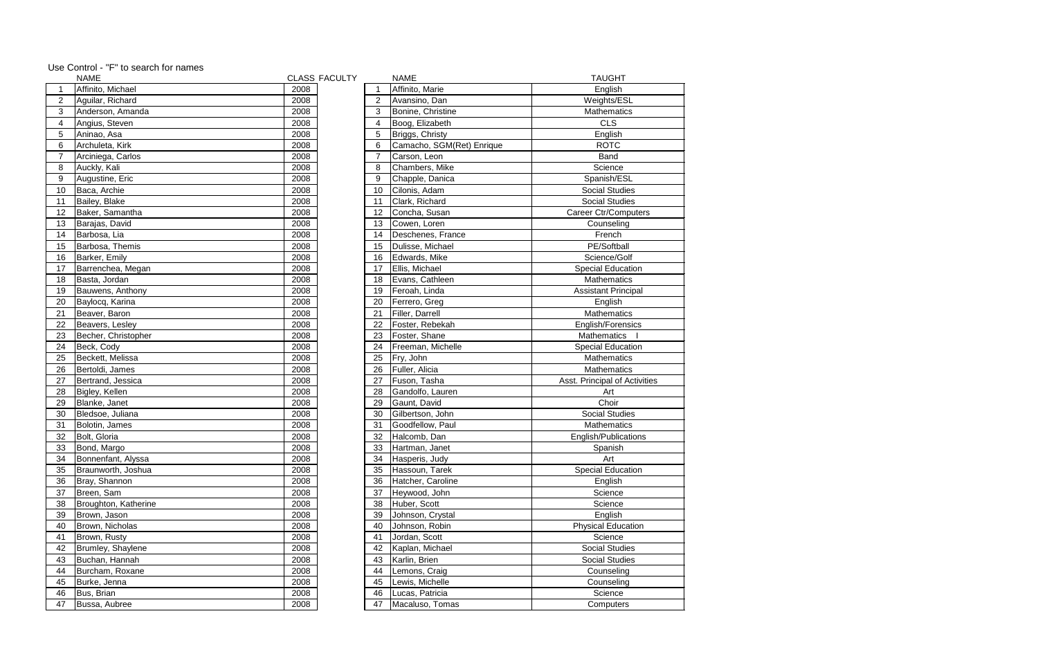Use Control - "F" to search for names

| | NAME | CLASS |
|---|---|---|
| 1 | Affinito, Michael | 2008 |
| 2 | Aguilar, Richard | 2008 |
| 3 | Anderson, Amanda | 2008 |
| 4 | Angius, Steven | 2008 |
| 5 | Aninao, Asa | 2008 |
| 6 | Archuleta, Kirk | 2008 |
| 7 | Arciniega, Carlos | 2008 |
| 8 | Auckly, Kali | 2008 |
| 9 | Augustine, Eric | 2008 |
| 10 | Baca, Archie | 2008 |
| 11 | Bailey, Blake | 2008 |
| 12 | Baker, Samantha | 2008 |
| 13 | Barajas, David | 2008 |
| 14 | Barbosa, Lia | 2008 |
| 15 | Barbosa, Themis | 2008 |
| 16 | Barker, Emily | 2008 |
| 17 | Barrenchea, Megan | 2008 |
| 18 | Basta, Jordan | 2008 |
| 19 | Bauwens, Anthony | 2008 |
| 20 | Baylocq, Karina | 2008 |
| 21 | Beaver, Baron | 2008 |
| 22 | Beavers, Lesley | 2008 |
| 23 | Becher, Christopher | 2008 |
| 24 | Beck, Cody | 2008 |
| 25 | Beckett, Melissa | 2008 |
| 26 | Bertoldi, James | 2008 |
| 27 | Bertrand, Jessica | 2008 |
| 28 | Bigley, Kellen | 2008 |
| 29 | Blanke, Janet | 2008 |
| 30 | Bledsoe, Juliana | 2008 |
| 31 | Bolotin, James | 2008 |
| 32 | Bolt, Gloria | 2008 |
| 33 | Bond, Margo | 2008 |
| 34 | Bonnenfant, Alyssa | 2008 |
| 35 | Braunworth, Joshua | 2008 |
| 36 | Bray, Shannon | 2008 |
| 37 | Breen, Sam | 2008 |
| 38 | Broughton, Katherine | 2008 |
| 39 | Brown, Jason | 2008 |
| 40 | Brown, Nicholas | 2008 |
| 41 | Brown, Rusty | 2008 |
| 42 | Brumley, Shaylene | 2008 |
| 43 | Buchan, Hannah | 2008 |
| 44 | Burcham, Roxane | 2008 |
| 45 | Burke, Jenna | 2008 |
| 46 | Bus, Brian | 2008 |
| 47 | Bussa, Aubree | 2008 |

FACULTY

| | NAME | TAUGHT |
|---|---|---|
| 1 | Affinito, Marie | English |
| 2 | Avansino, Dan | Weights/ESL |
| 3 | Bonine, Christine | Mathematics |
| 4 | Boog, Elizabeth | CLS |
| 5 | Briggs, Christy | English |
| 6 | Camacho, SGM(Ret) Enrique | ROTC |
| 7 | Carson, Leon | Band |
| 8 | Chambers, Mike | Science |
| 9 | Chapple, Danica | Spanish/ESL |
| 10 | Cilonis, Adam | Social Studies |
| 11 | Clark, Richard | Social Studies |
| 12 | Concha, Susan | Career Ctr/Computers |
| 13 | Cowen, Loren | Counseling |
| 14 | Deschenes, France | French |
| 15 | Dulisse, Michael | PE/Softball |
| 16 | Edwards, Mike | Science/Golf |
| 17 | Ellis, Michael | Special Education |
| 18 | Evans, Cathleen | Mathematics |
| 19 | Feroah, Linda | Assistant Principal |
| 20 | Ferrero, Greg | English |
| 21 | Filler, Darrell | Mathematics |
| 22 | Foster, Rebekah | English/Forensics |
| 23 | Foster, Shane | Mathematics I |
| 24 | Freeman, Michelle | Special Education |
| 25 | Fry, John | Mathematics |
| 26 | Fuller, Alicia | Mathematics |
| 27 | Fuson, Tasha | Asst. Principal of Activities |
| 28 | Gandolfo, Lauren | Art |
| 29 | Gaunt, David | Choir |
| 30 | Gilbertson, John | Social Studies |
| 31 | Goodfellow, Paul | Mathematics |
| 32 | Halcomb, Dan | English/Publications |
| 33 | Hartman, Janet | Spanish |
| 34 | Hasperis, Judy | Art |
| 35 | Hassoun, Tarek | Special Education |
| 36 | Hatcher, Caroline | English |
| 37 | Heywood, John | Science |
| 38 | Huber, Scott | Science |
| 39 | Johnson, Crystal | English |
| 40 | Johnson, Robin | Physical Education |
| 41 | Jordan, Scott | Science |
| 42 | Kaplan, Michael | Social Studies |
| 43 | Karlin, Brien | Social Studies |
| 44 | Lemons, Craig | Counseling |
| 45 | Lewis, Michelle | Counseling |
| 46 | Lucas, Patricia | Science |
| 47 | Macaluso, Tomas | Computers |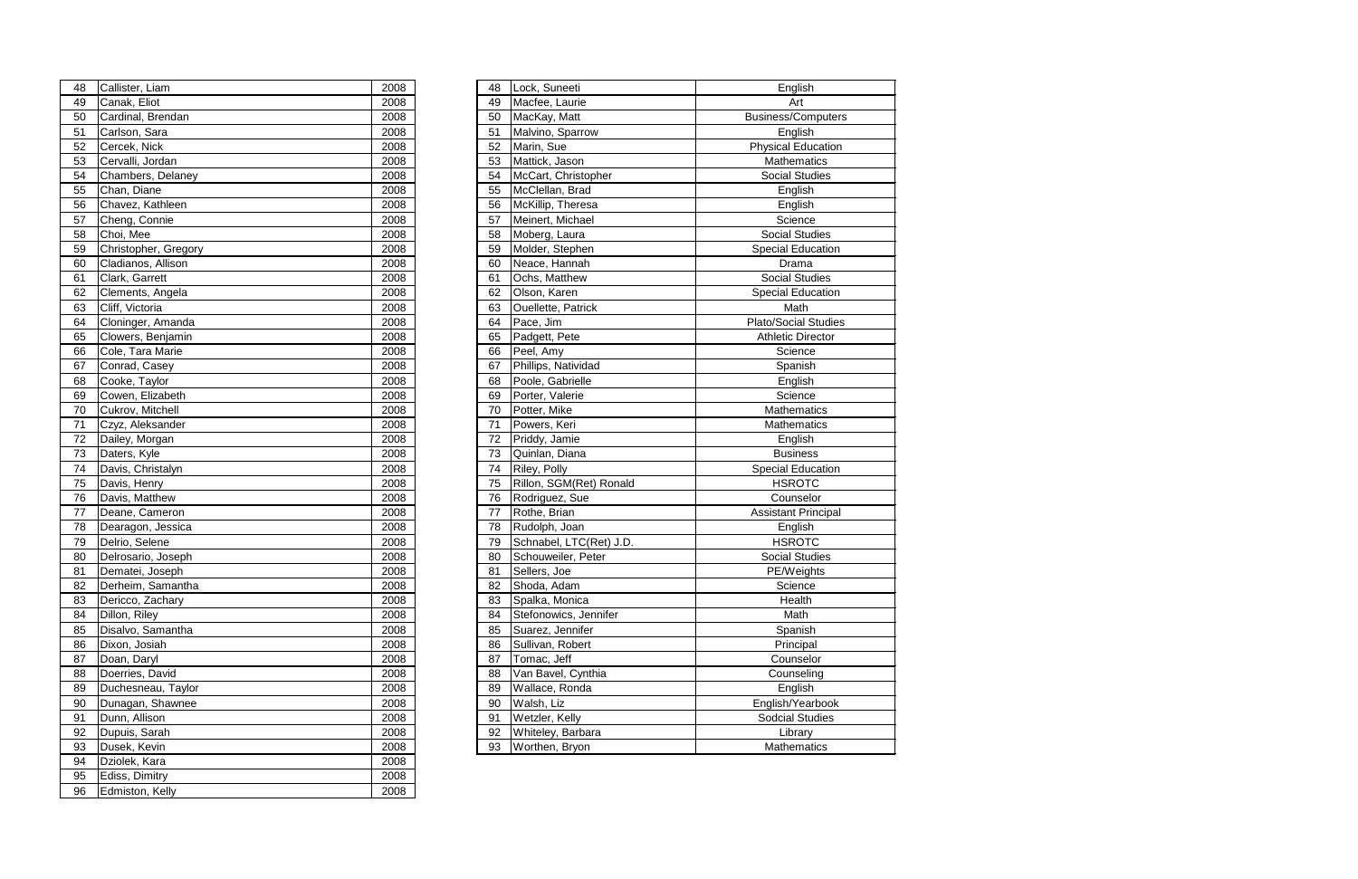| 48 | Callister, Liam | 2008 |
|---|---|---|
| 49 | Canak, Eliot | 2008 |
| 50 | Cardinal, Brendan | 2008 |
| 51 | Carlson, Sara | 2008 |
| 52 | Cercek, Nick | 2008 |
| 53 | Cervalli, Jordan | 2008 |
| 54 | Chambers, Delaney | 2008 |
| 55 | Chan, Diane | 2008 |
| 56 | Chavez, Kathleen | 2008 |
| 57 | Cheng, Connie | 2008 |
| 58 | Choi, Mee | 2008 |
| 59 | Christopher, Gregory | 2008 |
| 60 | Cladianos, Allison | 2008 |
| 61 | Clark, Garrett | 2008 |
| 62 | Clements, Angela | 2008 |
| 63 | Cliff, Victoria | 2008 |
| 64 | Cloninger, Amanda | 2008 |
| 65 | Clowers, Benjamin | 2008 |
| 66 | Cole, Tara Marie | 2008 |
| 67 | Conrad, Casey | 2008 |
| 68 | Cooke, Taylor | 2008 |
| 69 | Cowen, Elizabeth | 2008 |
| 70 | Cukrov, Mitchell | 2008 |
| 71 | Czyz, Aleksander | 2008 |
| 72 | Dailey, Morgan | 2008 |
| 73 | Daters, Kyle | 2008 |
| 74 | Davis, Christalyn | 2008 |
| 75 | Davis, Henry | 2008 |
| 76 | Davis, Matthew | 2008 |
| 77 | Deane, Cameron | 2008 |
| 78 | Dearagon, Jessica | 2008 |
| 79 | Delrio, Selene | 2008 |
| 80 | Delrosario, Joseph | 2008 |
| 81 | Dematei, Joseph | 2008 |
| 82 | Derheim, Samantha | 2008 |
| 83 | Dericco, Zachary | 2008 |
| 84 | Dillon, Riley | 2008 |
| 85 | Disalvo, Samantha | 2008 |
| 86 | Dixon, Josiah | 2008 |
| 87 | Doan, Daryl | 2008 |
| 88 | Doerries, David | 2008 |
| 89 | Duchesneau, Taylor | 2008 |
| 90 | Dunagan, Shawnee | 2008 |
| 91 | Dunn, Allison | 2008 |
| 92 | Dupuis, Sarah | 2008 |
| 93 | Dusek, Kevin | 2008 |
| 94 | Dziolek, Kara | 2008 |
| 95 | Ediss, Dimitry | 2008 |
| 96 | Edmiston, Kelly | 2008 |

| 48 | Lock, Suneeti | English |
|---|---|---|
| 49 | Macfee, Laurie | Art |
| 50 | MacKay, Matt | Business/Computers |
| 51 | Malvino, Sparrow | English |
| 52 | Marin, Sue | Physical Education |
| 53 | Mattick, Jason | Mathematics |
| 54 | McCart, Christopher | Social Studies |
| 55 | McClellan, Brad | English |
| 56 | McKillip, Theresa | English |
| 57 | Meinert, Michael | Science |
| 58 | Moberg, Laura | Social Studies |
| 59 | Molder, Stephen | Special Education |
| 60 | Neace, Hannah | Drama |
| 61 | Ochs, Matthew | Social Studies |
| 62 | Olson, Karen | Special Education |
| 63 | Ouellette, Patrick | Math |
| 64 | Pace, Jim | Plato/Social Studies |
| 65 | Padgett, Pete | Athletic Director |
| 66 | Peel, Amy | Science |
| 67 | Phillips, Natividad | Spanish |
| 68 | Poole, Gabrielle | English |
| 69 | Porter, Valerie | Science |
| 70 | Potter, Mike | Mathematics |
| 71 | Powers, Keri | Mathematics |
| 72 | Priddy, Jamie | English |
| 73 | Quinlan, Diana | Business |
| 74 | Riley, Polly | Special Education |
| 75 | Rillon, SGM(Ret) Ronald | HSROTC |
| 76 | Rodriguez, Sue | Counselor |
| 77 | Rothe, Brian | Assistant Principal |
| 78 | Rudolph, Joan | English |
| 79 | Schnabel, LTC(Ret) J.D. | HSROTC |
| 80 | Schouweiler, Peter | Social Studies |
| 81 | Sellers, Joe | PE/Weights |
| 82 | Shoda, Adam | Science |
| 83 | Spalka, Monica | Health |
| 84 | Stefonowics, Jennifer | Math |
| 85 | Suarez, Jennifer | Spanish |
| 86 | Sullivan, Robert | Principal |
| 87 | Tomac, Jeff | Counselor |
| 88 | Van Bavel, Cynthia | Counseling |
| 89 | Wallace, Ronda | English |
| 90 | Walsh, Liz | English/Yearbook |
| 91 | Wetzler, Kelly | Sodcial Studies |
| 92 | Whiteley, Barbara | Library |
| 93 | Worthen, Bryon | Mathematics |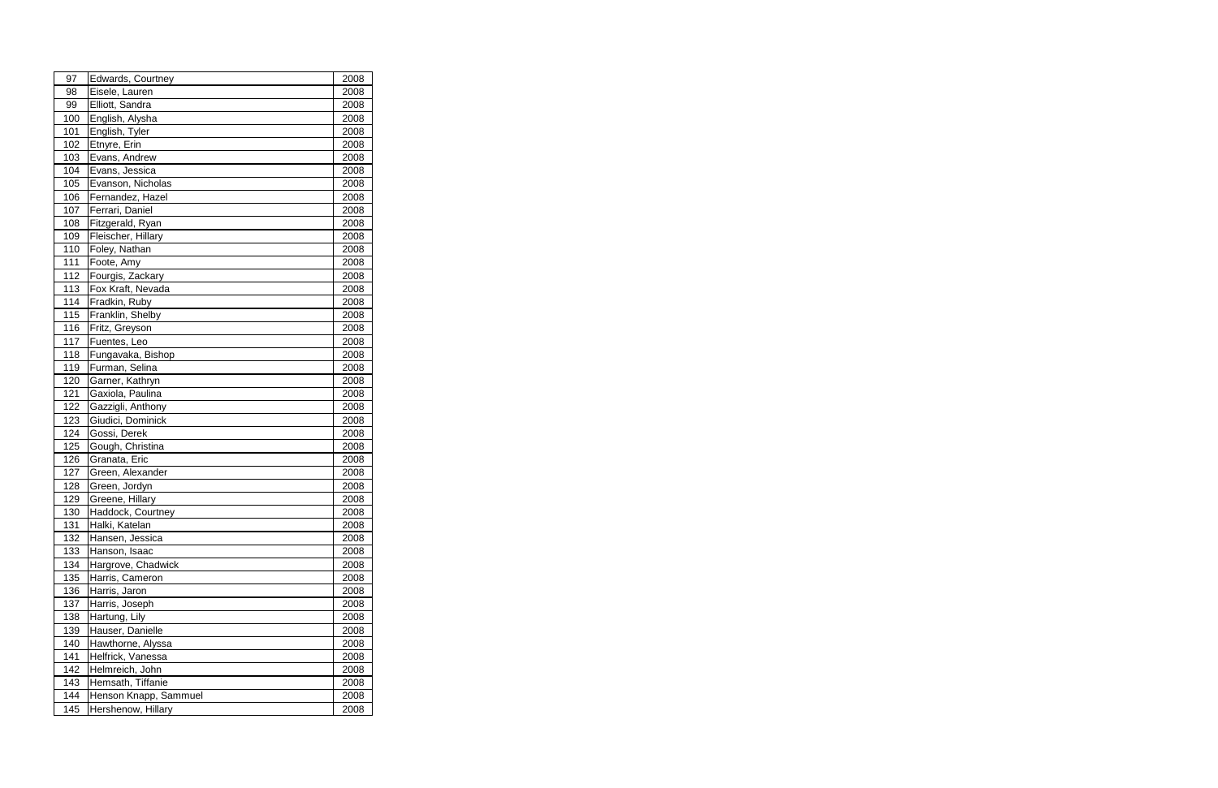| 97 | Edwards, Courtney | 2008 |
|---|---|---|
| 98 | Eisele, Lauren | 2008 |
| 99 | Elliott, Sandra | 2008 |
| 100 | English, Alysha | 2008 |
| 101 | English, Tyler | 2008 |
| 102 | Etnyre, Erin | 2008 |
| 103 | Evans, Andrew | 2008 |
| 104 | Evans, Jessica | 2008 |
| 105 | Evanson, Nicholas | 2008 |
| 106 | Fernandez, Hazel | 2008 |
| 107 | Ferrari, Daniel | 2008 |
| 108 | Fitzgerald, Ryan | 2008 |
| 109 | Fleischer, Hillary | 2008 |
| 110 | Foley, Nathan | 2008 |
| 111 | Foote, Amy | 2008 |
| 112 | Fourgis, Zackary | 2008 |
| 113 | Fox Kraft, Nevada | 2008 |
| 114 | Fradkin, Ruby | 2008 |
| 115 | Franklin, Shelby | 2008 |
| 116 | Fritz, Greyson | 2008 |
| 117 | Fuentes, Leo | 2008 |
| 118 | Fungavaka, Bishop | 2008 |
| 119 | Furman, Selina | 2008 |
| 120 | Garner, Kathryn | 2008 |
| 121 | Gaxiola, Paulina | 2008 |
| 122 | Gazzigli, Anthony | 2008 |
| 123 | Giudici, Dominick | 2008 |
| 124 | Gossi, Derek | 2008 |
| 125 | Gough, Christina | 2008 |
| 126 | Granata, Eric | 2008 |
| 127 | Green, Alexander | 2008 |
| 128 | Green, Jordyn | 2008 |
| 129 | Greene, Hillary | 2008 |
| 130 | Haddock, Courtney | 2008 |
| 131 | Halki, Katelan | 2008 |
| 132 | Hansen, Jessica | 2008 |
| 133 | Hanson, Isaac | 2008 |
| 134 | Hargrove, Chadwick | 2008 |
| 135 | Harris, Cameron | 2008 |
| 136 | Harris, Jaron | 2008 |
| 137 | Harris, Joseph | 2008 |
| 138 | Hartung, Lily | 2008 |
| 139 | Hauser, Danielle | 2008 |
| 140 | Hawthorne, Alyssa | 2008 |
| 141 | Helfrick, Vanessa | 2008 |
| 142 | Helmreich, John | 2008 |
| 143 | Hemsath, Tiffanie | 2008 |
| 144 | Henson Knapp, Sammuel | 2008 |
| 145 | Hershenow, Hillary | 2008 |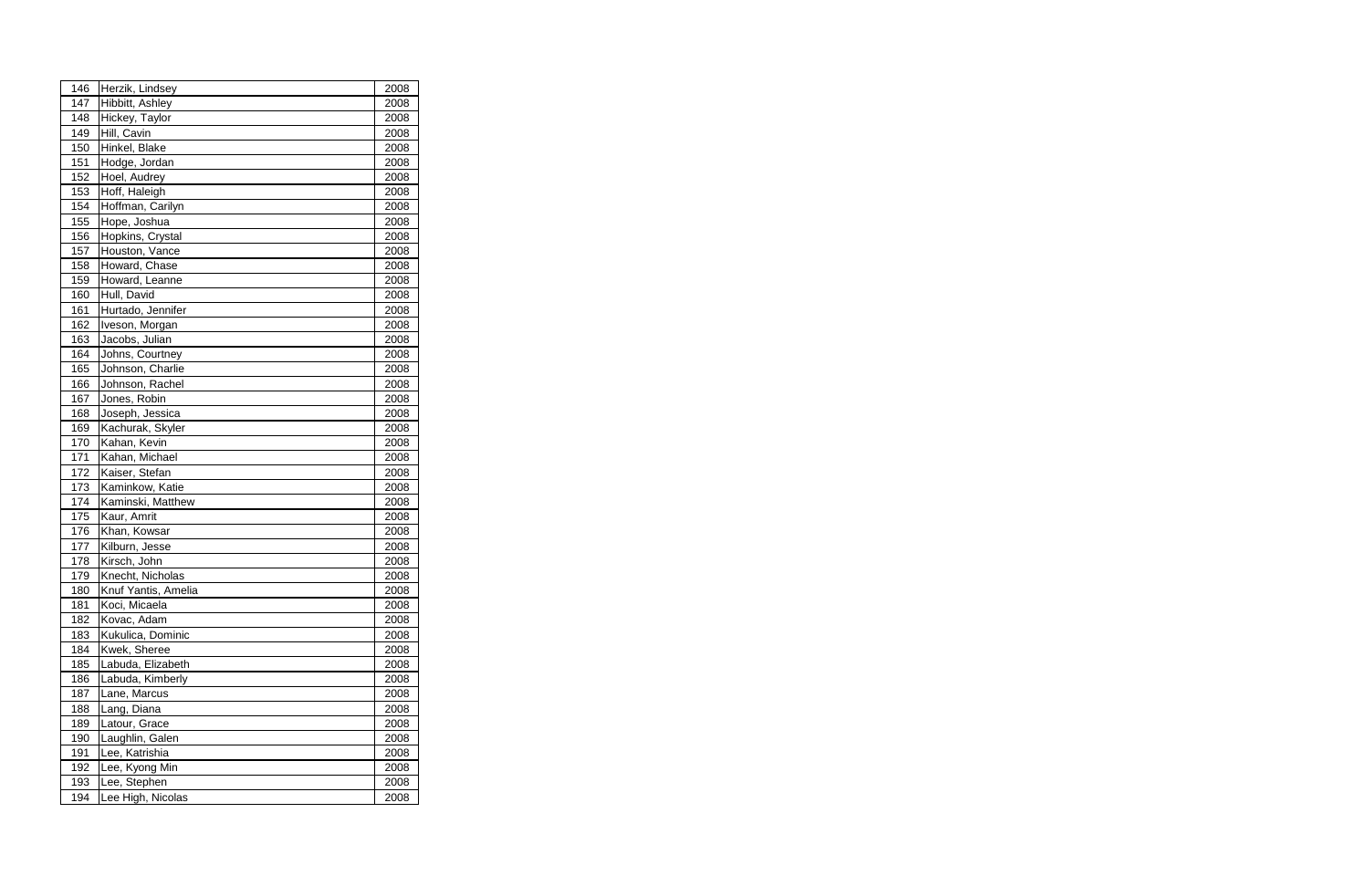| | | |
|---|---|---|
| 146 | Herzik, Lindsey | 2008 |
| 147 | Hibbitt, Ashley | 2008 |
| 148 | Hickey, Taylor | 2008 |
| 149 | Hill, Cavin | 2008 |
| 150 | Hinkel, Blake | 2008 |
| 151 | Hodge, Jordan | 2008 |
| 152 | Hoel, Audrey | 2008 |
| 153 | Hoff, Haleigh | 2008 |
| 154 | Hoffman, Carilyn | 2008 |
| 155 | Hope, Joshua | 2008 |
| 156 | Hopkins, Crystal | 2008 |
| 157 | Houston, Vance | 2008 |
| 158 | Howard, Chase | 2008 |
| 159 | Howard, Leanne | 2008 |
| 160 | Hull, David | 2008 |
| 161 | Hurtado, Jennifer | 2008 |
| 162 | Iveson, Morgan | 2008 |
| 163 | Jacobs, Julian | 2008 |
| 164 | Johns, Courtney | 2008 |
| 165 | Johnson, Charlie | 2008 |
| 166 | Johnson, Rachel | 2008 |
| 167 | Jones, Robin | 2008 |
| 168 | Joseph, Jessica | 2008 |
| 169 | Kachurak, Skyler | 2008 |
| 170 | Kahan, Kevin | 2008 |
| 171 | Kahan, Michael | 2008 |
| 172 | Kaiser, Stefan | 2008 |
| 173 | Kaminkow, Katie | 2008 |
| 174 | Kaminski, Matthew | 2008 |
| 175 | Kaur, Amrit | 2008 |
| 176 | Khan, Kowsar | 2008 |
| 177 | Kilburn, Jesse | 2008 |
| 178 | Kirsch, John | 2008 |
| 179 | Knecht, Nicholas | 2008 |
| 180 | Knuf Yantis, Amelia | 2008 |
| 181 | Koci, Micaela | 2008 |
| 182 | Kovac, Adam | 2008 |
| 183 | Kukulica, Dominic | 2008 |
| 184 | Kwek, Sheree | 2008 |
| 185 | Labuda, Elizabeth | 2008 |
| 186 | Labuda, Kimberly | 2008 |
| 187 | Lane, Marcus | 2008 |
| 188 | Lang, Diana | 2008 |
| 189 | Latour, Grace | 2008 |
| 190 | Laughlin, Galen | 2008 |
| 191 | Lee, Katrishia | 2008 |
| 192 | Lee, Kyong Min | 2008 |
| 193 | Lee, Stephen | 2008 |
| 194 | Lee High, Nicolas | 2008 |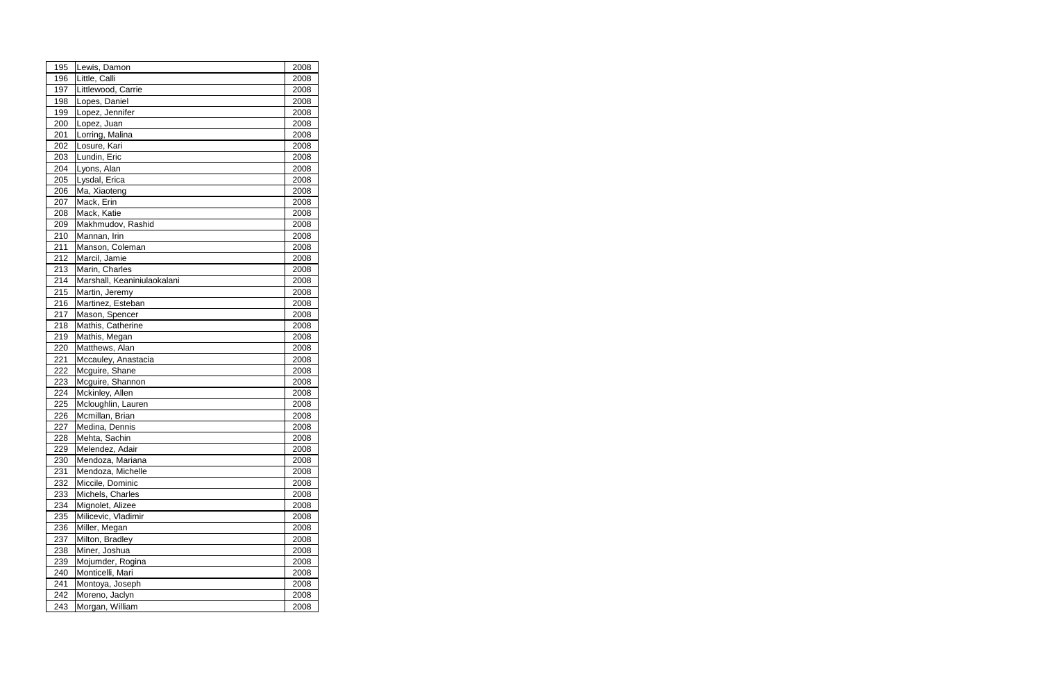| | | |
|---|---|---|
| 195 | Lewis, Damon | 2008 |
| 196 | Little, Calli | 2008 |
| 197 | Littlewood, Carrie | 2008 |
| 198 | Lopes, Daniel | 2008 |
| 199 | Lopez, Jennifer | 2008 |
| 200 | Lopez, Juan | 2008 |
| 201 | Lorring, Malina | 2008 |
| 202 | Losure, Kari | 2008 |
| 203 | Lundin, Eric | 2008 |
| 204 | Lyons, Alan | 2008 |
| 205 | Lysdal, Erica | 2008 |
| 206 | Ma, Xiaoteng | 2008 |
| 207 | Mack, Erin | 2008 |
| 208 | Mack, Katie | 2008 |
| 209 | Makhmudov, Rashid | 2008 |
| 210 | Mannan, Irin | 2008 |
| 211 | Manson, Coleman | 2008 |
| 212 | Marcil, Jamie | 2008 |
| 213 | Marin, Charles | 2008 |
| 214 | Marshall, Keaniniulaokalani | 2008 |
| 215 | Martin, Jeremy | 2008 |
| 216 | Martinez, Esteban | 2008 |
| 217 | Mason, Spencer | 2008 |
| 218 | Mathis, Catherine | 2008 |
| 219 | Mathis, Megan | 2008 |
| 220 | Matthews, Alan | 2008 |
| 221 | Mccauley, Anastacia | 2008 |
| 222 | Mcguire, Shane | 2008 |
| 223 | Mcguire, Shannon | 2008 |
| 224 | Mckinley, Allen | 2008 |
| 225 | Mcloughlin, Lauren | 2008 |
| 226 | Mcmillan, Brian | 2008 |
| 227 | Medina, Dennis | 2008 |
| 228 | Mehta, Sachin | 2008 |
| 229 | Melendez, Adair | 2008 |
| 230 | Mendoza, Mariana | 2008 |
| 231 | Mendoza, Michelle | 2008 |
| 232 | Miccile, Dominic | 2008 |
| 233 | Michels, Charles | 2008 |
| 234 | Mignolet, Alizee | 2008 |
| 235 | Milicevic, Vladimir | 2008 |
| 236 | Miller, Megan | 2008 |
| 237 | Milton, Bradley | 2008 |
| 238 | Miner, Joshua | 2008 |
| 239 | Mojumder, Rogina | 2008 |
| 240 | Monticelli, Mari | 2008 |
| 241 | Montoya, Joseph | 2008 |
| 242 | Moreno, Jaclyn | 2008 |
| 243 | Morgan, William | 2008 |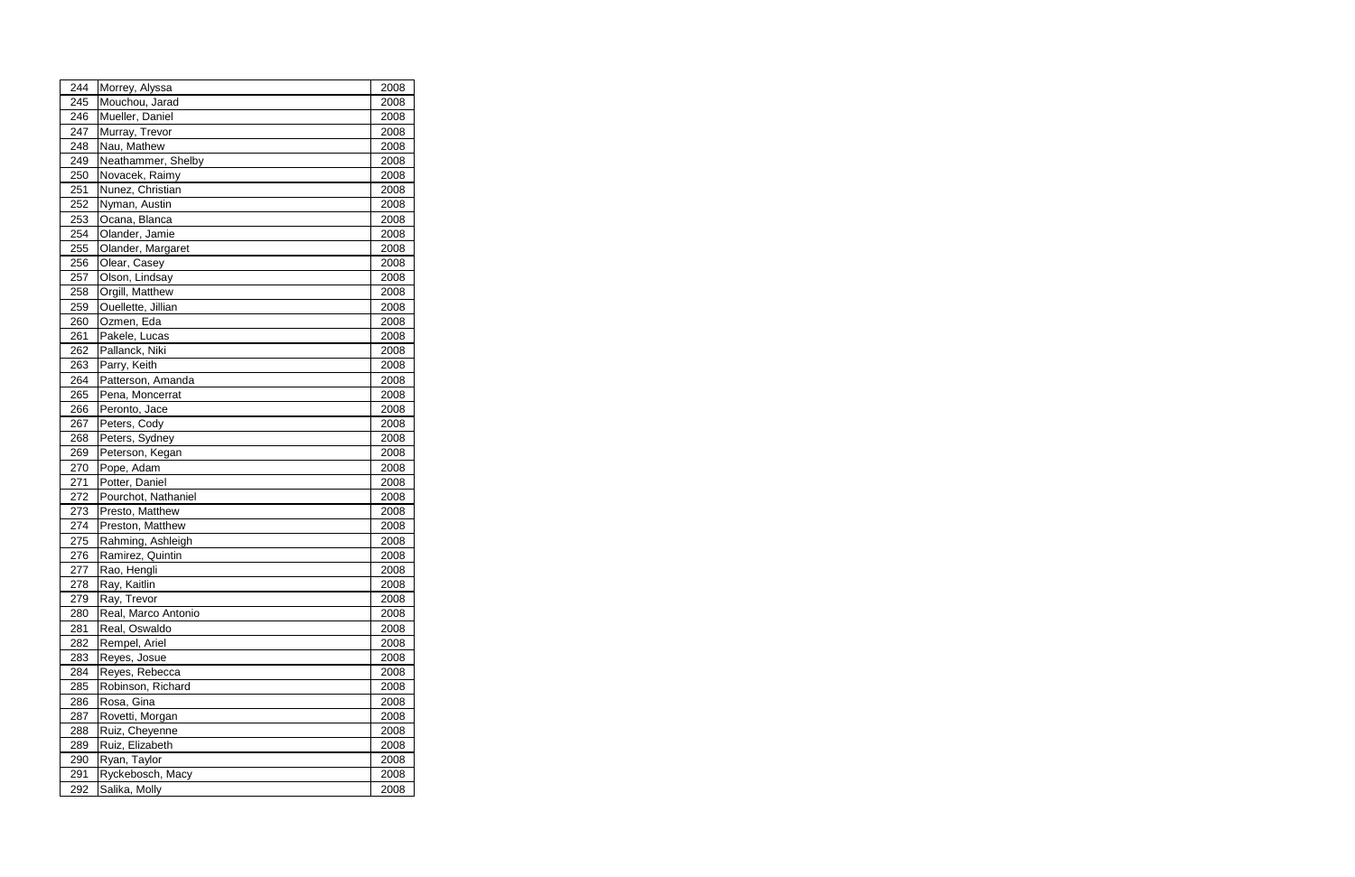| 244 | Morrey, Alyssa | 2008 |
|---|---|---|
| 245 | Mouchou, Jarad | 2008 |
| 246 | Mueller, Daniel | 2008 |
| 247 | Murray, Trevor | 2008 |
| 248 | Nau, Mathew | 2008 |
| 249 | Neathammer, Shelby | 2008 |
| 250 | Novacek, Raimy | 2008 |
| 251 | Nunez, Christian | 2008 |
| 252 | Nyman, Austin | 2008 |
| 253 | Ocana, Blanca | 2008 |
| 254 | Olander, Jamie | 2008 |
| 255 | Olander, Margaret | 2008 |
| 256 | Olear, Casey | 2008 |
| 257 | Olson, Lindsay | 2008 |
| 258 | Orgill, Matthew | 2008 |
| 259 | Ouellette, Jillian | 2008 |
| 260 | Ozmen, Eda | 2008 |
| 261 | Pakele, Lucas | 2008 |
| 262 | Pallanck, Niki | 2008 |
| 263 | Parry, Keith | 2008 |
| 264 | Patterson, Amanda | 2008 |
| 265 | Pena, Moncerrat | 2008 |
| 266 | Peronto, Jace | 2008 |
| 267 | Peters, Cody | 2008 |
| 268 | Peters, Sydney | 2008 |
| 269 | Peterson, Kegan | 2008 |
| 270 | Pope, Adam | 2008 |
| 271 | Potter, Daniel | 2008 |
| 272 | Pourchot, Nathaniel | 2008 |
| 273 | Presto, Matthew | 2008 |
| 274 | Preston, Matthew | 2008 |
| 275 | Rahming, Ashleigh | 2008 |
| 276 | Ramirez, Quintin | 2008 |
| 277 | Rao, Hengli | 2008 |
| 278 | Ray, Kaitlin | 2008 |
| 279 | Ray, Trevor | 2008 |
| 280 | Real, Marco Antonio | 2008 |
| 281 | Real, Oswaldo | 2008 |
| 282 | Rempel, Ariel | 2008 |
| 283 | Reyes, Josue | 2008 |
| 284 | Reyes, Rebecca | 2008 |
| 285 | Robinson, Richard | 2008 |
| 286 | Rosa, Gina | 2008 |
| 287 | Rovetti, Morgan | 2008 |
| 288 | Ruiz, Cheyenne | 2008 |
| 289 | Ruiz, Elizabeth | 2008 |
| 290 | Ryan, Taylor | 2008 |
| 291 | Ryckebosch, Macy | 2008 |
| 292 | Salika, Molly | 2008 |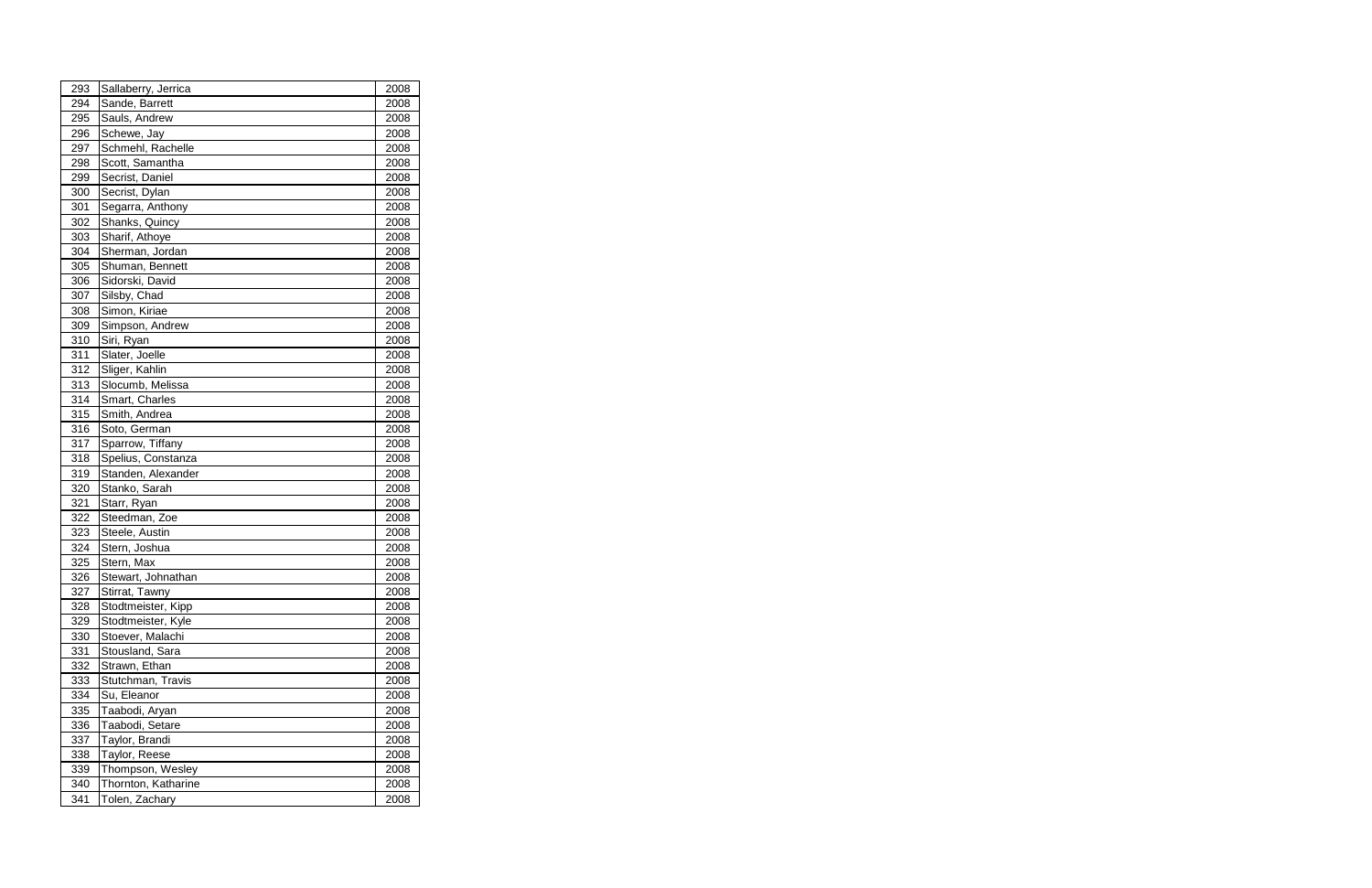| 293 | Sallaberry, Jerrica | 2008 |
|---|---|---|
| 294 | Sande, Barrett | 2008 |
| 295 | Sauls, Andrew | 2008 |
| 296 | Schewe, Jay | 2008 |
| 297 | Schmehl, Rachelle | 2008 |
| 298 | Scott, Samantha | 2008 |
| 299 | Secrist, Daniel | 2008 |
| 300 | Secrist, Dylan | 2008 |
| 301 | Segarra, Anthony | 2008 |
| 302 | Shanks, Quincy | 2008 |
| 303 | Sharif, Athoye | 2008 |
| 304 | Sherman, Jordan | 2008 |
| 305 | Shuman, Bennett | 2008 |
| 306 | Sidorski, David | 2008 |
| 307 | Silsby, Chad | 2008 |
| 308 | Simon, Kiriae | 2008 |
| 309 | Simpson, Andrew | 2008 |
| 310 | Siri, Ryan | 2008 |
| 311 | Slater, Joelle | 2008 |
| 312 | Sliger, Kahlin | 2008 |
| 313 | Slocumb, Melissa | 2008 |
| 314 | Smart, Charles | 2008 |
| 315 | Smith, Andrea | 2008 |
| 316 | Soto, German | 2008 |
| 317 | Sparrow, Tiffany | 2008 |
| 318 | Spelius, Constanza | 2008 |
| 319 | Standen, Alexander | 2008 |
| 320 | Stanko, Sarah | 2008 |
| 321 | Starr, Ryan | 2008 |
| 322 | Steedman, Zoe | 2008 |
| 323 | Steele, Austin | 2008 |
| 324 | Stern, Joshua | 2008 |
| 325 | Stern, Max | 2008 |
| 326 | Stewart, Johnathan | 2008 |
| 327 | Stirrat, Tawny | 2008 |
| 328 | Stodtmeister, Kipp | 2008 |
| 329 | Stodtmeister, Kyle | 2008 |
| 330 | Stoever, Malachi | 2008 |
| 331 | Stousland, Sara | 2008 |
| 332 | Strawn, Ethan | 2008 |
| 333 | Stutchman, Travis | 2008 |
| 334 | Su, Eleanor | 2008 |
| 335 | Taabodi, Aryan | 2008 |
| 336 | Taabodi, Setare | 2008 |
| 337 | Taylor, Brandi | 2008 |
| 338 | Taylor, Reese | 2008 |
| 339 | Thompson, Wesley | 2008 |
| 340 | Thornton, Katharine | 2008 |
| 341 | Tolen, Zachary | 2008 |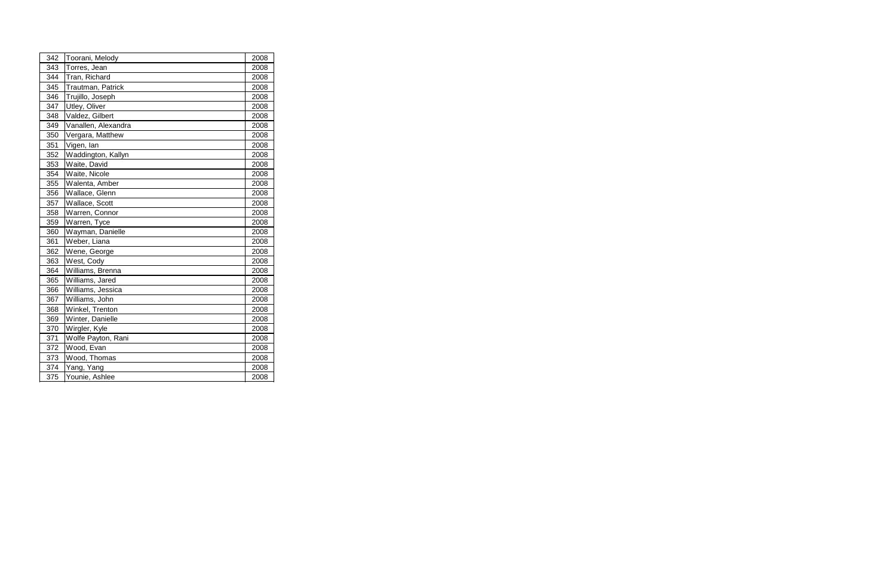| | | |
|---|---|---|
| 342 | Toorani, Melody | 2008 |
| 343 | Torres, Jean | 2008 |
| 344 | Tran, Richard | 2008 |
| 345 | Trautman, Patrick | 2008 |
| 346 | Trujillo, Joseph | 2008 |
| 347 | Utley, Oliver | 2008 |
| 348 | Valdez, Gilbert | 2008 |
| 349 | Vanallen, Alexandra | 2008 |
| 350 | Vergara, Matthew | 2008 |
| 351 | Vigen, Ian | 2008 |
| 352 | Waddington, Kallyn | 2008 |
| 353 | Waite, David | 2008 |
| 354 | Waite, Nicole | 2008 |
| 355 | Walenta, Amber | 2008 |
| 356 | Wallace, Glenn | 2008 |
| 357 | Wallace, Scott | 2008 |
| 358 | Warren, Connor | 2008 |
| 359 | Warren, Tyce | 2008 |
| 360 | Wayman, Danielle | 2008 |
| 361 | Weber, Liana | 2008 |
| 362 | Wene, George | 2008 |
| 363 | West, Cody | 2008 |
| 364 | Williams, Brenna | 2008 |
| 365 | Williams, Jared | 2008 |
| 366 | Williams, Jessica | 2008 |
| 367 | Williams, John | 2008 |
| 368 | Winkel, Trenton | 2008 |
| 369 | Winter, Danielle | 2008 |
| 370 | Wirgler, Kyle | 2008 |
| 371 | Wolfe Payton, Rani | 2008 |
| 372 | Wood, Evan | 2008 |
| 373 | Wood, Thomas | 2008 |
| 374 | Yang, Yang | 2008 |
| 375 | Younie, Ashlee | 2008 |